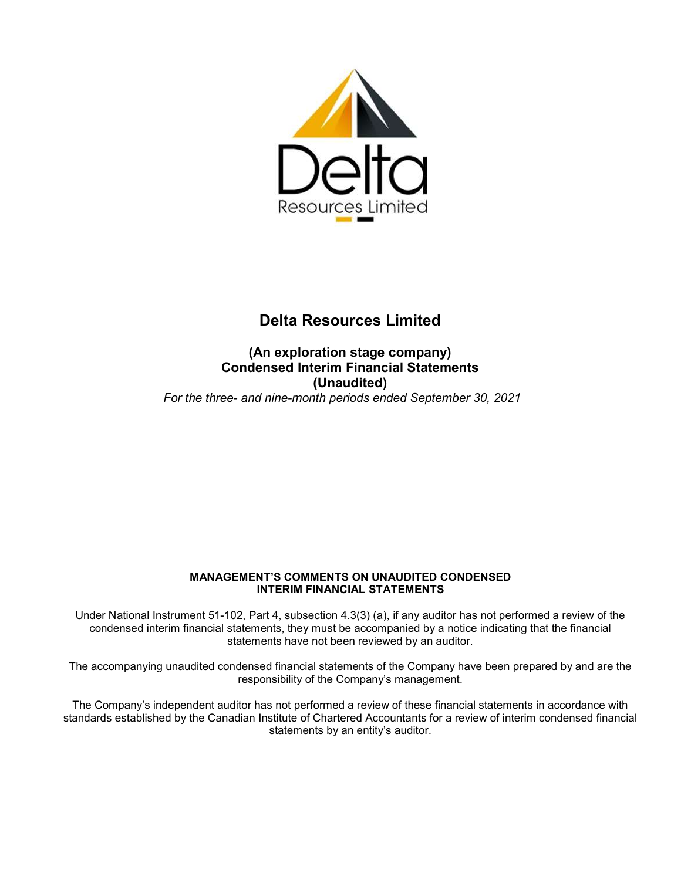# Delta Resources Limited

## (An exploration stage company)
## Condensed Interim Financial Statements
## (Unaudited)

*For the three- and nine-month periods ended September 30, 2021*

**MANAGEMENT'S COMMENTS ON UNAUDITED CONDENSED INTERIM FINANCIAL STATEMENTS**

Under National Instrument 51-102, Part 4, subsection 4.3(3) (a), if any auditor has not performed a review of the condensed interim financial statements, they must be accompanied by a notice indicating that the financial statements have not been reviewed by an auditor.

The accompanying unaudited condensed financial statements of the Company have been prepared by and are the responsibility of the Company's management.

The Company's independent auditor has not performed a review of these financial statements in accordance with standards established by the Canadian Institute of Chartered Accountants for a review of interim condensed financial statements by an entity's auditor.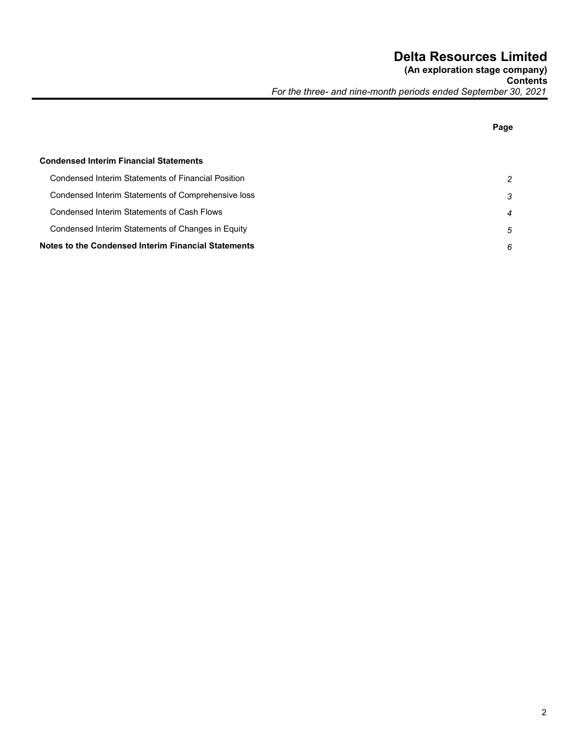# Delta Resources Limited

**(An exploration stage company)**

**Contents**

*For the three- and nine-month periods ended September 30, 2021*

| | Page |
|---|---|
| **Condensed Interim Financial Statements** | |
| Condensed Interim Statements of Financial Position | *2* |
| Condensed Interim Statements of Comprehensive loss | *3* |
| Condensed Interim Statements of Cash Flows | *4* |
| Condensed Interim Statements of Changes in Equity | *5* |
| **Notes to the Condensed Interim Financial Statements** | *6* |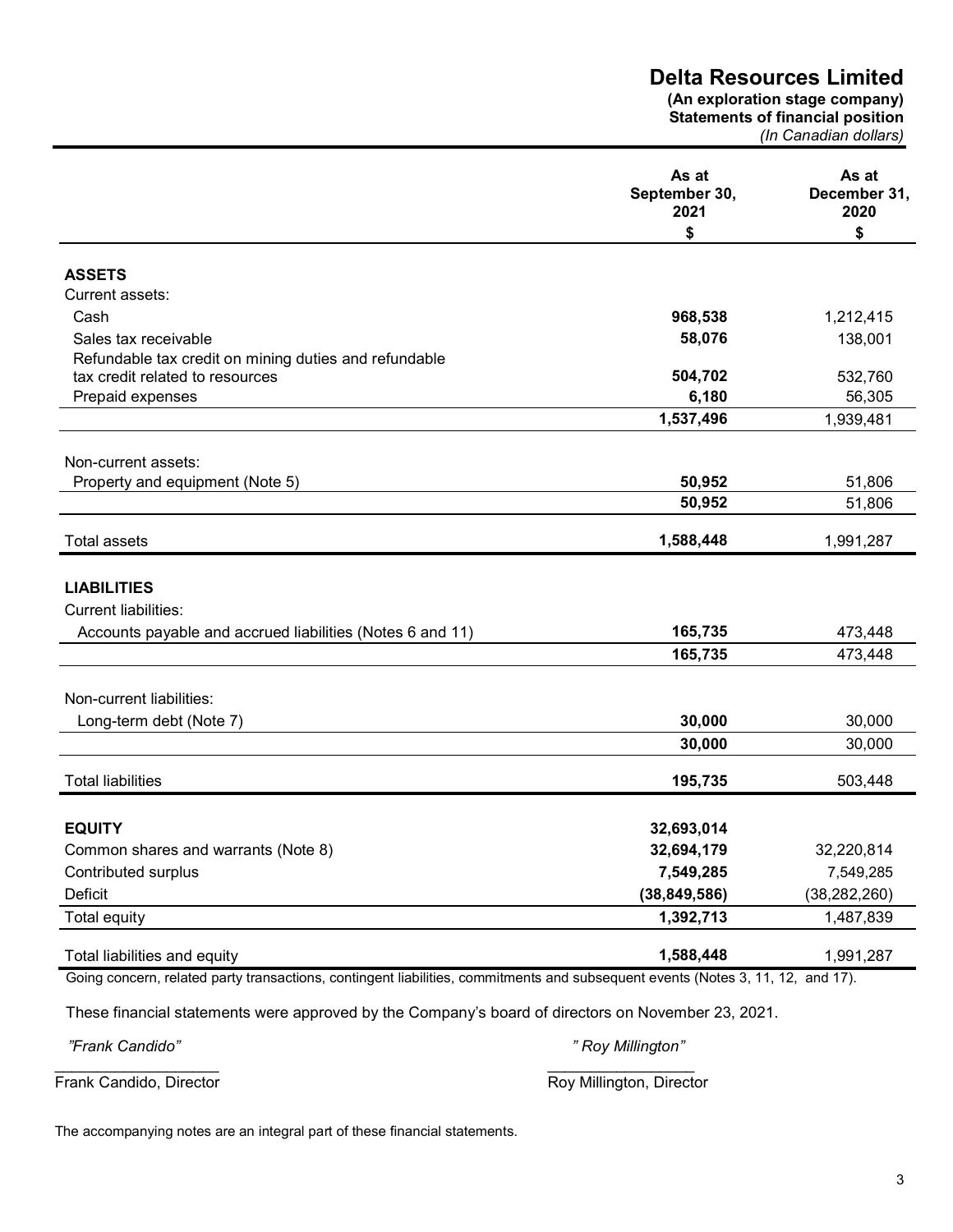# Delta Resources Limited

**(An exploration stage company)**
**Statements of financial position**
*(In Canadian dollars)*

| | As at September 30, 2021 $ | As at December 31, 2020 $ |
|---|---|---|
| **ASSETS** | | |
| Current assets: | | |
| Cash | **968,538** | 1,212,415 |
| Sales tax receivable | **58,076** | 138,001 |
| Refundable tax credit on mining duties and refundable tax credit related to resources | **504,702** | 532,760 |
| Prepaid expenses | **6,180** | 56,305 |
| | **1,537,496** | 1,939,481 |
| Non-current assets: | | |
| Property and equipment (Note 5) | **50,952** | 51,806 |
| | **50,952** | 51,806 |
| Total assets | **1,588,448** | 1,991,287 |
| **LIABILITIES** | | |
| Current liabilities: | | |
| Accounts payable and accrued liabilities (Notes 6 and 11) | **165,735** | 473,448 |
| | **165,735** | 473,448 |
| Non-current liabilities: | | |
| Long-term debt (Note 7) | **30,000** | 30,000 |
| | **30,000** | 30,000 |
| Total liabilities | **195,735** | 503,448 |
| **EQUITY** | **32,693,014** | |
| Common shares and warrants (Note 8) | **32,694,179** | 32,220,814 |
| Contributed surplus | **7,549,285** | 7,549,285 |
| Deficit | **(38,849,586)** | (38,282,260) |
| Total equity | **1,392,713** | 1,487,839 |
| Total liabilities and equity | **1,588,448** | 1,991,287 |

Going concern, related party transactions, contingent liabilities, commitments and subsequent events (Notes 3, 11, 12, and 17).

These financial statements were approved by the Company's board of directors on November 23, 2021.

*"Frank Candido"* — Frank Candido, Director

*" Roy Millington"* — Roy Millington, Director

The accompanying notes are an integral part of these financial statements.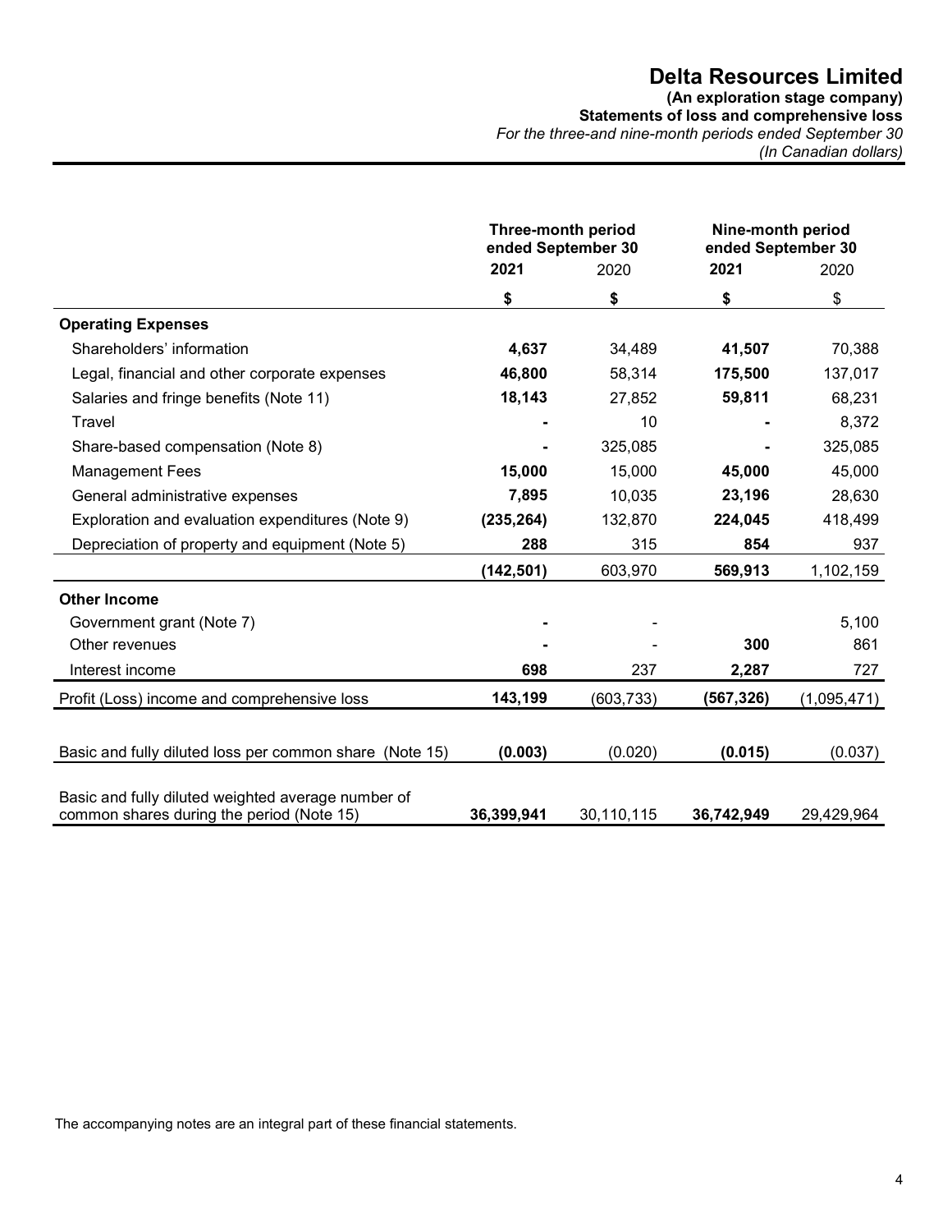# Delta Resources Limited

**(An exploration stage company)**
**Statements of loss and comprehensive loss**
*For the three-and nine-month periods ended September 30*
*(In Canadian dollars)*

| | Three-month period ended September 30 | | Nine-month period ended September 30 | |
|---|---|---|---|---|
| | **2021** | 2020 | **2021** | 2020 |
| | **$** | **$** | **$** | $ |
| **Operating Expenses** | | | | |
| Shareholders' information | **4,637** | 34,489 | **41,507** | 70,388 |
| Legal, financial and other corporate expenses | **46,800** | 58,314 | **175,500** | 137,017 |
| Salaries and fringe benefits (Note 11) | **18,143** | 27,852 | **59,811** | 68,231 |
| Travel | **-** | 10 | **-** | 8,372 |
| Share-based compensation (Note 8) | **-** | 325,085 | **-** | 325,085 |
| Management Fees | **15,000** | 15,000 | **45,000** | 45,000 |
| General administrative expenses | **7,895** | 10,035 | **23,196** | 28,630 |
| Exploration and evaluation expenditures (Note 9) | **(235,264)** | 132,870 | **224,045** | 418,499 |
| Depreciation of property and equipment (Note 5) | **288** | 315 | **854** | 937 |
| | **(142,501)** | 603,970 | **569,913** | 1,102,159 |
| **Other Income** | | | | |
| Government grant (Note 7) | **-** | - | | 5,100 |
| Other revenues | **-** | - | **300** | 861 |
| Interest income | **698** | 237 | **2,287** | 727 |
| Profit (Loss) income and comprehensive loss | **143,199** | (603,733) | **(567,326)** | (1,095,471) |
| Basic and fully diluted loss per common share (Note 15) | **(0.003)** | (0.020) | **(0.015)** | (0.037) |
| Basic and fully diluted weighted average number of common shares during the period (Note 15) | **36,399,941** | 30,110,115 | **36,742,949** | 29,429,964 |

The accompanying notes are an integral part of these financial statements.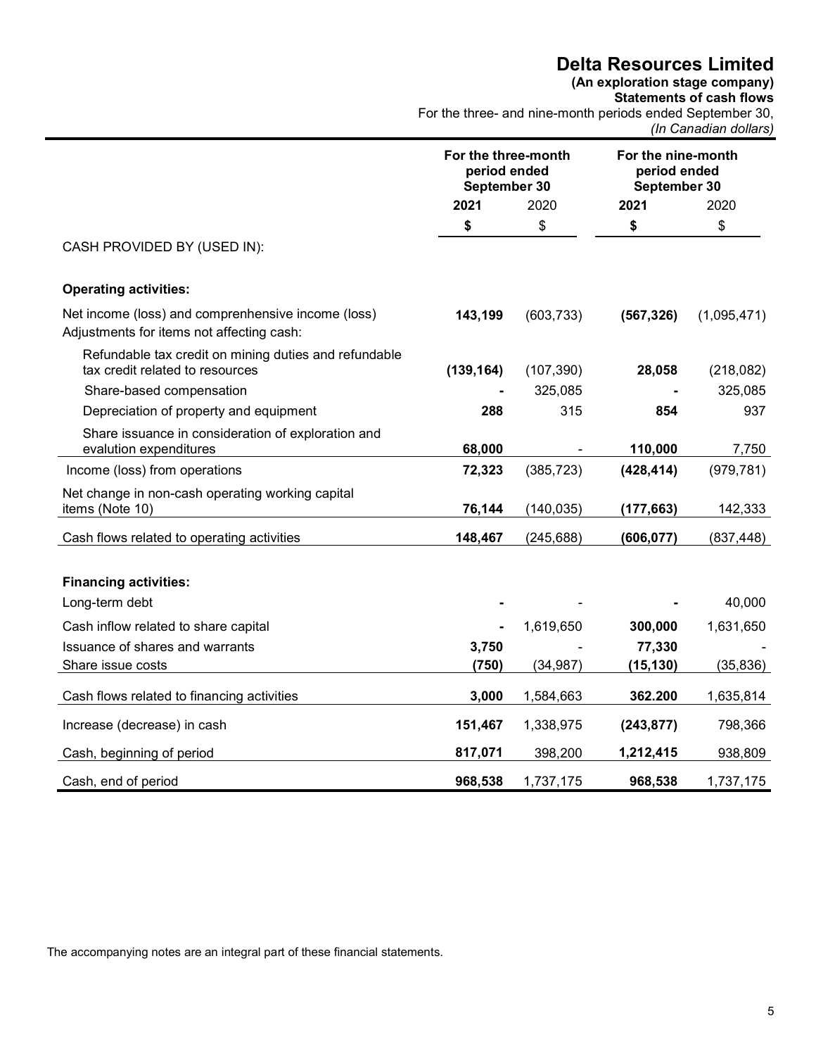# Delta Resources Limited

**(An exploration stage company)**
**Statements of cash flows**
For the three- and nine-month periods ended September 30,
*(In Canadian dollars)*

| | For the three-month period ended September 30 | | For the nine-month period ended September 30 | |
|---|---|---|---|---|
| | **2021** | 2020 | **2021** | 2020 |
| | **$** | $ | **$** | $ |
| CASH PROVIDED BY (USED IN): | | | | |
| **Operating activities:** | | | | |
| Net income (loss) and comprenhensive income (loss) | **143,199** | (603,733) | **(567,326)** | (1,095,471) |
| Adjustments for items not affecting cash: | | | | |
| Refundable tax credit on mining duties and refundable tax credit related to resources | **(139,164)** | (107,390) | **28,058** | (218,082) |
| Share-based compensation | **-** | 325,085 | **-** | 325,085 |
| Depreciation of property and equipment | **288** | 315 | **854** | 937 |
| Share issuance in consideration of exploration and evalution expenditures | **68,000** | - | **110,000** | 7,750 |
| Income (loss) from operations | **72,323** | (385,723) | **(428,414)** | (979,781) |
| Net change in non-cash operating working capital items (Note 10) | **76,144** | (140,035) | **(177,663)** | 142,333 |
| Cash flows related to operating activities | **148,467** | (245,688) | **(606,077)** | (837,448) |
| **Financing activities:** | | | | |
| Long-term debt | **-** | - | **-** | 40,000 |
| Cash inflow related to share capital | **-** | 1,619,650 | **300,000** | 1,631,650 |
| Issuance of shares and warrants | **3,750** | - | **77,330** | - |
| Share issue costs | **(750)** | (34,987) | **(15,130)** | (35,836) |
| Cash flows related to financing activities | **3,000** | 1,584,663 | **362.200** | 1,635,814 |
| Increase (decrease) in cash | **151,467** | 1,338,975 | **(243,877)** | 798,366 |
| Cash, beginning of period | **817,071** | 398,200 | **1,212,415** | 938,809 |
| Cash, end of period | **968,538** | 1,737,175 | **968,538** | 1,737,175 |

The accompanying notes are an integral part of these financial statements.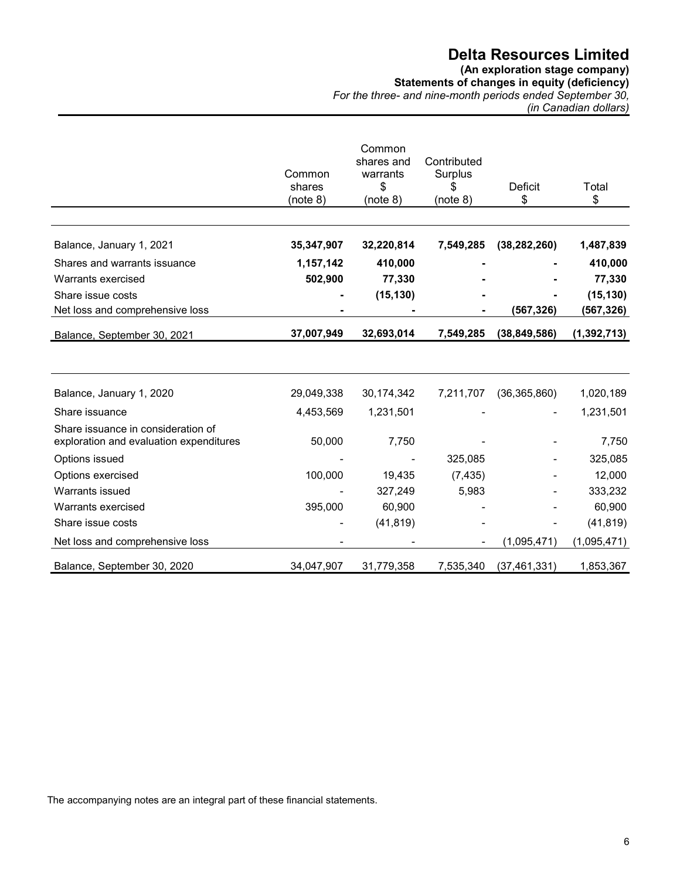# Delta Resources Limited

**(An exploration stage company)**

**Statements of changes in equity (deficiency)**

*For the three- and nine-month periods ended September 30,*

*(in Canadian dollars)*

| | Common shares (note 8) | Common shares and warrants $ (note 8) | Contributed Surplus $ (note 8) | Deficit $ | Total $ |
|---|---|---|---|---|---|
| Balance, January 1, 2021 | **35,347,907** | **32,220,814** | **7,549,285** | **(38,282,260)** | **1,487,839** |
| Shares and warrants issuance | **1,157,142** | **410,000** | **-** | **-** | **410,000** |
| Warrants exercised | **502,900** | **77,330** | **-** | **-** | **77,330** |
| Share issue costs | **-** | **(15,130)** | **-** | **-** | **(15,130)** |
| Net loss and comprehensive loss | **-** | **-** | **-** | **(567,326)** | **(567,326)** |
| Balance, September 30, 2021 | **37,007,949** | **32,693,014** | **7,549,285** | **(38,849,586)** | **(1,392,713)** |
| | | | | | |
| Balance, January 1, 2020 | 29,049,338 | 30,174,342 | 7,211,707 | (36,365,860) | 1,020,189 |
| Share issuance | 4,453,569 | 1,231,501 | - | - | 1,231,501 |
| Share issuance in consideration of exploration and evaluation expenditures | 50,000 | 7,750 | - | - | 7,750 |
| Options issued | - | - | 325,085 | - | 325,085 |
| Options exercised | 100,000 | 19,435 | (7,435) | - | 12,000 |
| Warrants issued | - | 327,249 | 5,983 | - | 333,232 |
| Warrants exercised | 395,000 | 60,900 | - | - | 60,900 |
| Share issue costs | - | (41,819) | - | - | (41,819) |
| Net loss and comprehensive loss | - | - | - | (1,095,471) | (1,095,471) |
| Balance, September 30, 2020 | 34,047,907 | 31,779,358 | 7,535,340 | (37,461,331) | 1,853,367 |

The accompanying notes are an integral part of these financial statements.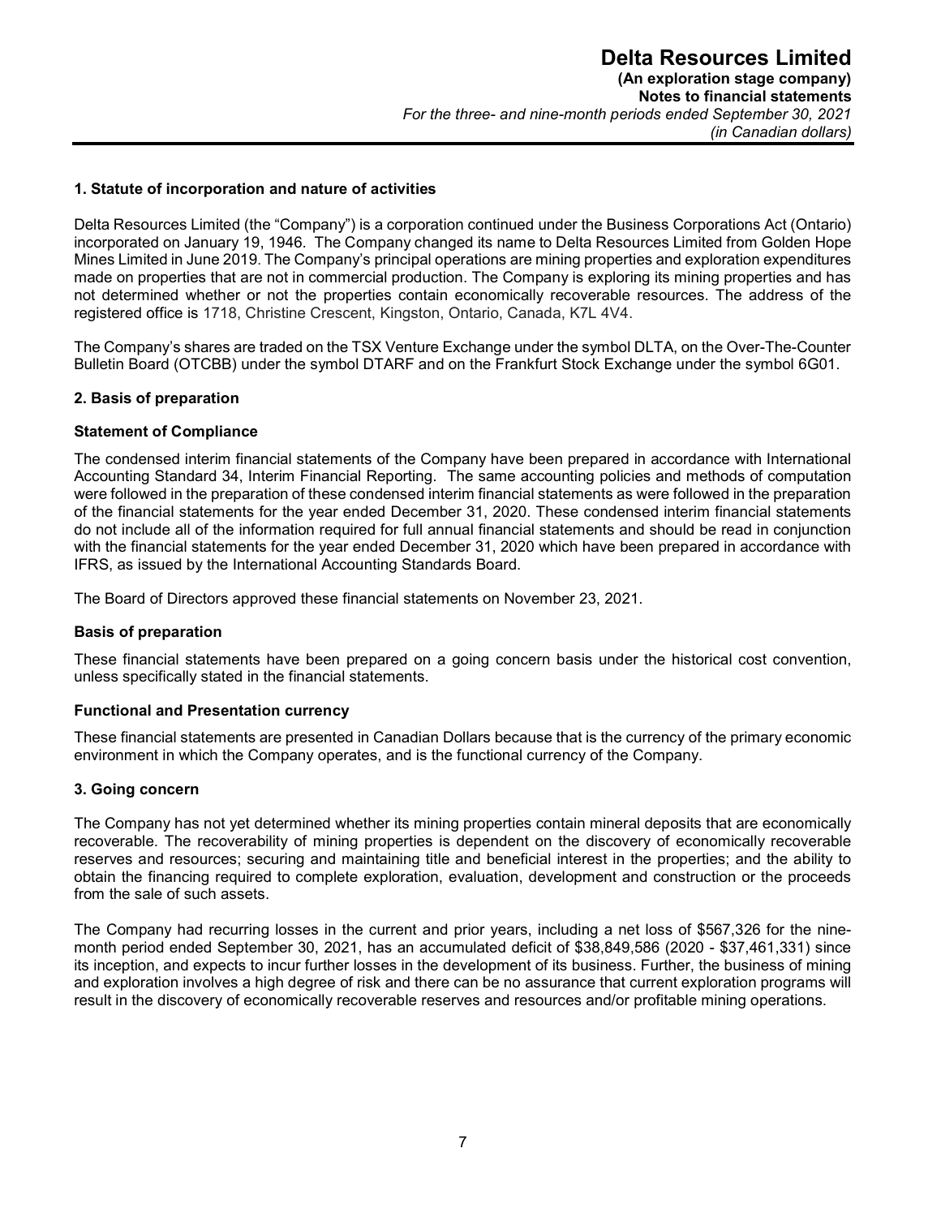## 1. Statute of incorporation and nature of activities

Delta Resources Limited (the "Company") is a corporation continued under the Business Corporations Act (Ontario) incorporated on January 19, 1946. The Company changed its name to Delta Resources Limited from Golden Hope Mines Limited in June 2019. The Company's principal operations are mining properties and exploration expenditures made on properties that are not in commercial production. The Company is exploring its mining properties and has not determined whether or not the properties contain economically recoverable resources. The address of the registered office is 1718, Christine Crescent, Kingston, Ontario, Canada, K7L 4V4.

The Company's shares are traded on the TSX Venture Exchange under the symbol DLTA, on the Over-The-Counter Bulletin Board (OTCBB) under the symbol DTARF and on the Frankfurt Stock Exchange under the symbol 6G01.

## 2. Basis of preparation

### Statement of Compliance

The condensed interim financial statements of the Company have been prepared in accordance with International Accounting Standard 34, Interim Financial Reporting. The same accounting policies and methods of computation were followed in the preparation of these condensed interim financial statements as were followed in the preparation of the financial statements for the year ended December 31, 2020. These condensed interim financial statements do not include all of the information required for full annual financial statements and should be read in conjunction with the financial statements for the year ended December 31, 2020 which have been prepared in accordance with IFRS, as issued by the International Accounting Standards Board.

The Board of Directors approved these financial statements on November 23, 2021.

### Basis of preparation

These financial statements have been prepared on a going concern basis under the historical cost convention, unless specifically stated in the financial statements.

### Functional and Presentation currency

These financial statements are presented in Canadian Dollars because that is the currency of the primary economic environment in which the Company operates, and is the functional currency of the Company.

## 3. Going concern

The Company has not yet determined whether its mining properties contain mineral deposits that are economically recoverable. The recoverability of mining properties is dependent on the discovery of economically recoverable reserves and resources; securing and maintaining title and beneficial interest in the properties; and the ability to obtain the financing required to complete exploration, evaluation, development and construction or the proceeds from the sale of such assets.

The Company had recurring losses in the current and prior years, including a net loss of $567,326 for the nine-month period ended September 30, 2021, has an accumulated deficit of $38,849,586 (2020 - $37,461,331) since its inception, and expects to incur further losses in the development of its business. Further, the business of mining and exploration involves a high degree of risk and there can be no assurance that current exploration programs will result in the discovery of economically recoverable reserves and resources and/or profitable mining operations.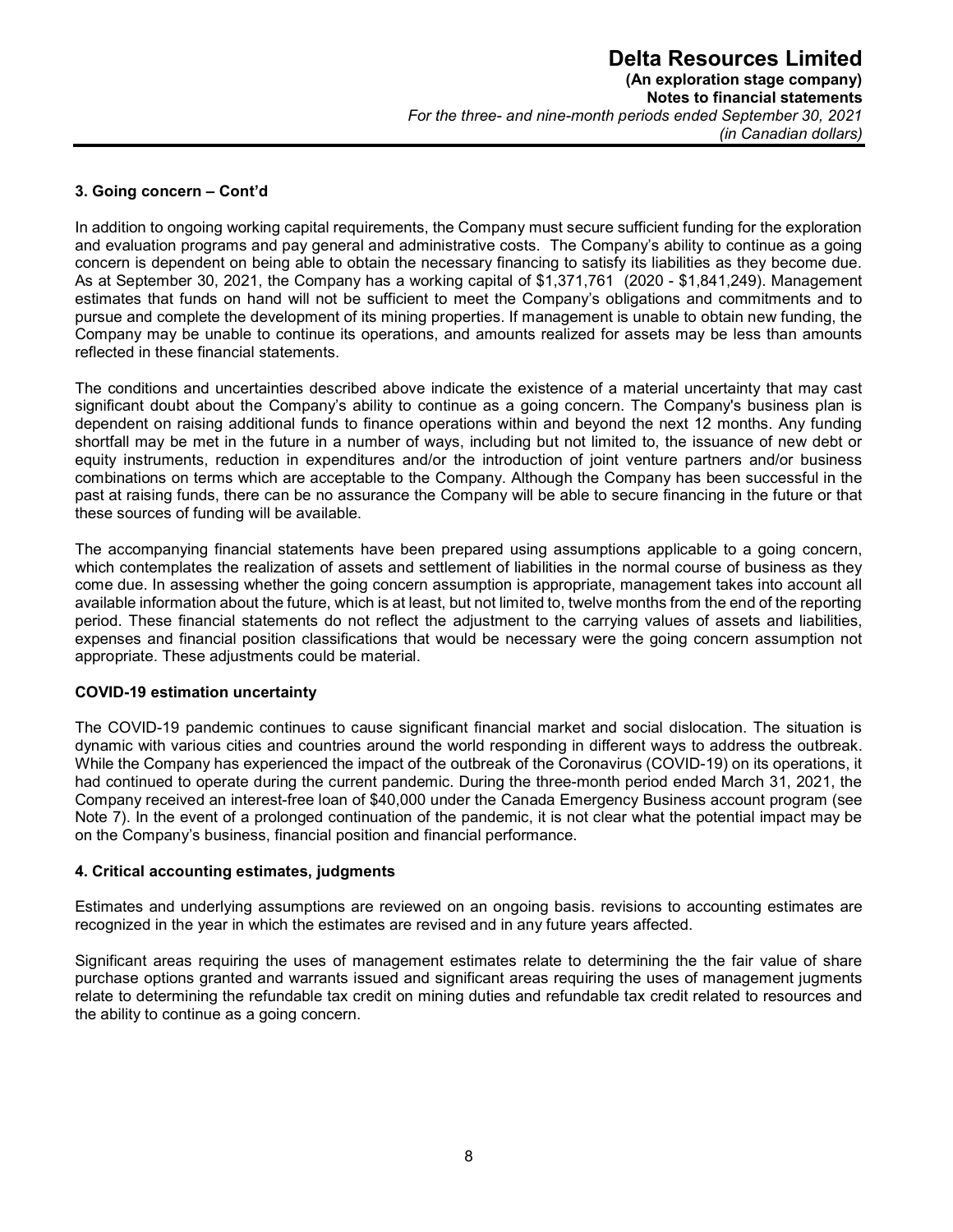## 3. Going concern – Cont'd

In addition to ongoing working capital requirements, the Company must secure sufficient funding for the exploration and evaluation programs and pay general and administrative costs. The Company's ability to continue as a going concern is dependent on being able to obtain the necessary financing to satisfy its liabilities as they become due. As at September 30, 2021, the Company has a working capital of $1,371,761 (2020 - $1,841,249). Management estimates that funds on hand will not be sufficient to meet the Company's obligations and commitments and to pursue and complete the development of its mining properties. If management is unable to obtain new funding, the Company may be unable to continue its operations, and amounts realized for assets may be less than amounts reflected in these financial statements.

The conditions and uncertainties described above indicate the existence of a material uncertainty that may cast significant doubt about the Company's ability to continue as a going concern. The Company's business plan is dependent on raising additional funds to finance operations within and beyond the next 12 months. Any funding shortfall may be met in the future in a number of ways, including but not limited to, the issuance of new debt or equity instruments, reduction in expenditures and/or the introduction of joint venture partners and/or business combinations on terms which are acceptable to the Company. Although the Company has been successful in the past at raising funds, there can be no assurance the Company will be able to secure financing in the future or that these sources of funding will be available.

The accompanying financial statements have been prepared using assumptions applicable to a going concern, which contemplates the realization of assets and settlement of liabilities in the normal course of business as they come due. In assessing whether the going concern assumption is appropriate, management takes into account all available information about the future, which is at least, but not limited to, twelve months from the end of the reporting period. These financial statements do not reflect the adjustment to the carrying values of assets and liabilities, expenses and financial position classifications that would be necessary were the going concern assumption not appropriate. These adjustments could be material.

### COVID-19 estimation uncertainty

The COVID-19 pandemic continues to cause significant financial market and social dislocation. The situation is dynamic with various cities and countries around the world responding in different ways to address the outbreak. While the Company has experienced the impact of the outbreak of the Coronavirus (COVID-19) on its operations, it had continued to operate during the current pandemic. During the three-month period ended March 31, 2021, the Company received an interest-free loan of $40,000 under the Canada Emergency Business account program (see Note 7). In the event of a prolonged continuation of the pandemic, it is not clear what the potential impact may be on the Company's business, financial position and financial performance.

## 4. Critical accounting estimates, judgments

Estimates and underlying assumptions are reviewed on an ongoing basis. revisions to accounting estimates are recognized in the year in which the estimates are revised and in any future years affected.

Significant areas requiring the uses of management estimates relate to determining the the fair value of share purchase options granted and warrants issued and significant areas requiring the uses of management jugments relate to determining the refundable tax credit on mining duties and refundable tax credit related to resources and the ability to continue as a going concern.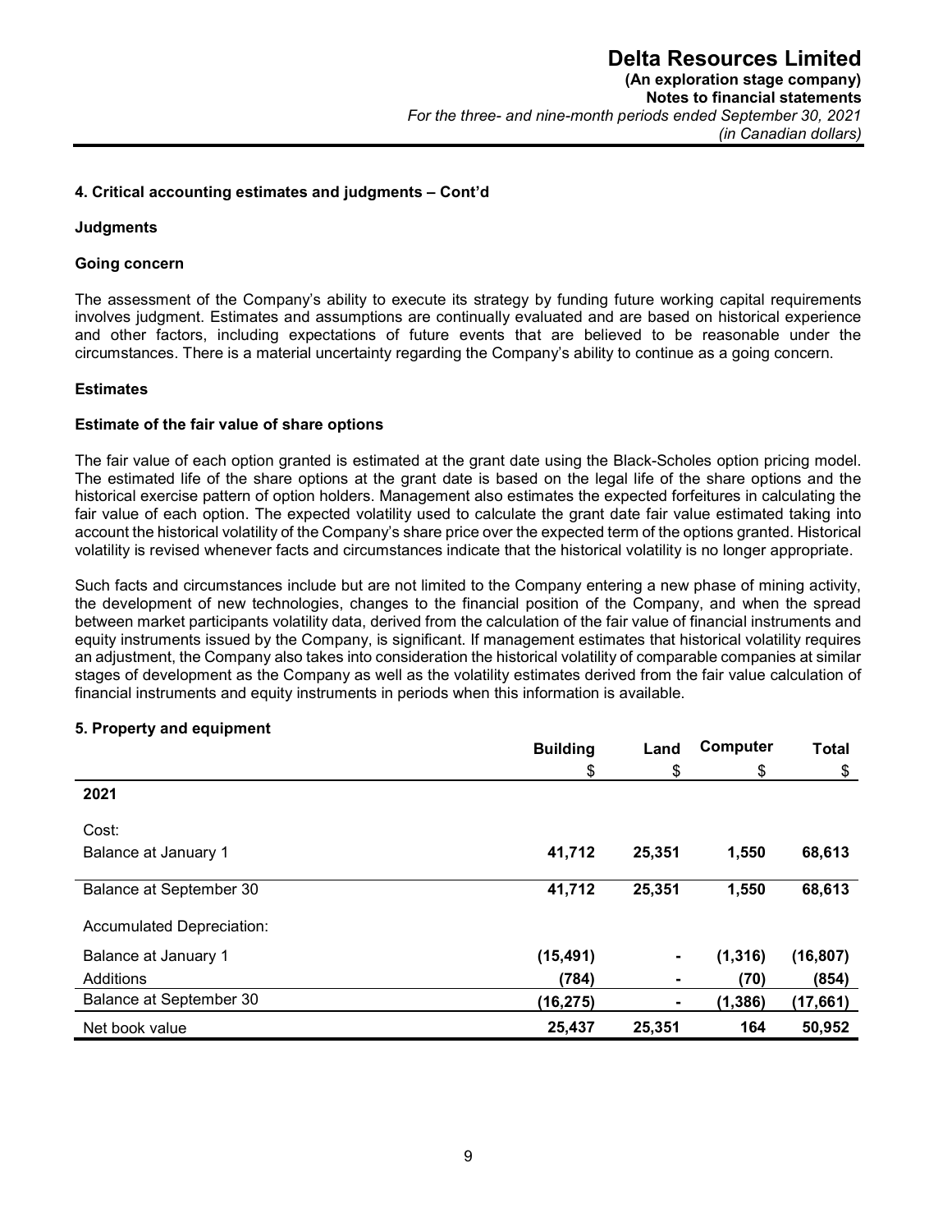#### 4. Critical accounting estimates and judgments – Cont'd

#### Judgments

#### Going concern

The assessment of the Company's ability to execute its strategy by funding future working capital requirements involves judgment. Estimates and assumptions are continually evaluated and are based on historical experience and other factors, including expectations of future events that are believed to be reasonable under the circumstances. There is a material uncertainty regarding the Company's ability to continue as a going concern.

#### Estimates

#### Estimate of the fair value of share options

The fair value of each option granted is estimated at the grant date using the Black-Scholes option pricing model. The estimated life of the share options at the grant date is based on the legal life of the share options and the historical exercise pattern of option holders. Management also estimates the expected forfeitures in calculating the fair value of each option. The expected volatility used to calculate the grant date fair value estimated taking into account the historical volatility of the Company's share price over the expected term of the options granted. Historical volatility is revised whenever facts and circumstances indicate that the historical volatility is no longer appropriate.

Such facts and circumstances include but are not limited to the Company entering a new phase of mining activity, the development of new technologies, changes to the financial position of the Company, and when the spread between market participants volatility data, derived from the calculation of the fair value of financial instruments and equity instruments issued by the Company, is significant. If management estimates that historical volatility requires an adjustment, the Company also takes into consideration the historical volatility of comparable companies at similar stages of development as the Company as well as the volatility estimates derived from the fair value calculation of financial instruments and equity instruments in periods when this information is available.

#### 5. Property and equipment

| | Building | Land | Computer | Total |
|---|---|---|---|---|
| | $ | $ | $ | $ |
| **2021** | | | | |
| Cost: | | | | |
| Balance at January 1 | **41,712** | **25,351** | **1,550** | **68,613** |
| Balance at September 30 | **41,712** | **25,351** | **1,550** | **68,613** |
| Accumulated Depreciation: | | | | |
| Balance at January 1 | **(15,491)** | **-** | **(1,316)** | **(16,807)** |
| Additions | **(784)** | **-** | **(70)** | **(854)** |
| Balance at September 30 | **(16,275)** | **-** | **(1,386)** | **(17,661)** |
| Net book value | **25,437** | **25,351** | **164** | **50,952** |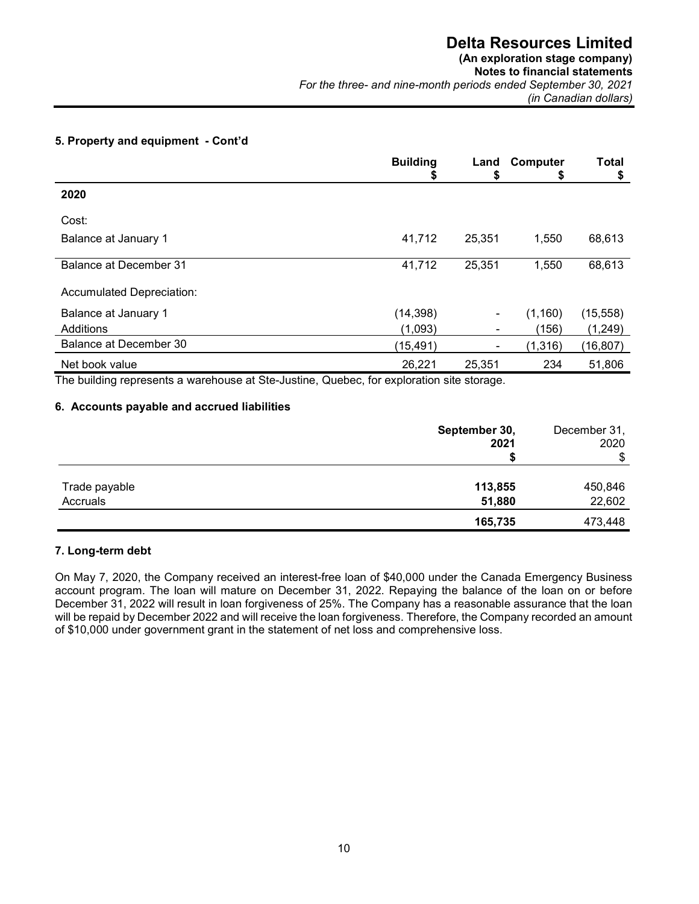### 5. Property and equipment - Cont'd

| | Building $ | Land $ | Computer $ | Total $ |
|---|---|---|---|---|
| **2020** | | | | |
| Cost: | | | | |
| Balance at January 1 | 41,712 | 25,351 | 1,550 | 68,613 |
| Balance at December 31 | 41,712 | 25,351 | 1,550 | 68,613 |
| Accumulated Depreciation: | | | | |
| Balance at January 1 | (14,398) | - | (1,160) | (15,558) |
| Additions | (1,093) | - | (156) | (1,249) |
| Balance at December 30 | (15,491) | - | (1,316) | (16,807) |
| Net book value | 26,221 | 25,351 | 234 | 51,806 |

The building represents a warehouse at Ste-Justine, Quebec, for exploration site storage.

### 6. Accounts payable and accrued liabilities

| | **September 30, 2021 $** | December 31, 2020 $ |
|---|---|---|
| Trade payable | **113,855** | 450,846 |
| Accruals | **51,880** | 22,602 |
| | **165,735** | 473,448 |

### 7. Long-term debt

On May 7, 2020, the Company received an interest-free loan of $40,000 under the Canada Emergency Business account program. The loan will mature on December 31, 2022. Repaying the balance of the loan on or before December 31, 2022 will result in loan forgiveness of 25%. The Company has a reasonable assurance that the loan will be repaid by December 2022 and will receive the loan forgiveness. Therefore, the Company recorded an amount of $10,000 under government grant in the statement of net loss and comprehensive loss.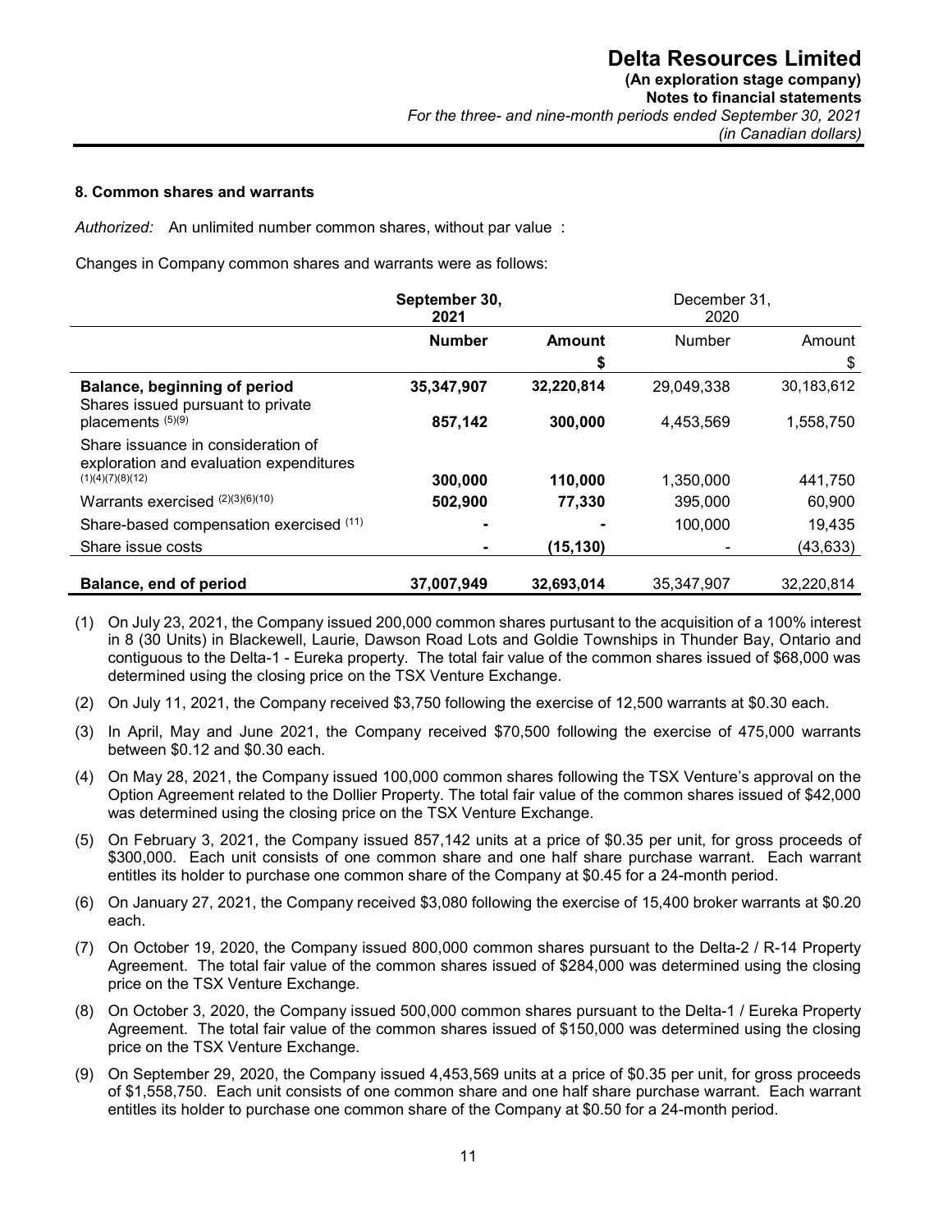#### 8. Common shares and warrants

*Authorized:* An unlimited number common shares, without par value :

Changes in Company common shares and warrants were as follows:

| | September 30, 2021 | | December 31, 2020 | |
|---|---|---|---|---|
| | **Number** | **Amount** | Number | Amount |
| | | **\$** | | \$ |
| **Balance, beginning of period** | **35,347,907** | **32,220,814** | 29,049,338 | 30,183,612 |
| Shares issued pursuant to private placements [(5)(9)] | **857,142** | **300,000** | 4,453,569 | 1,558,750 |
| Share issuance in consideration of exploration and evaluation expenditures [(1)(4)(7)(8)(12)] | **300,000** | **110,000** | 1,350,000 | 441,750 |
| Warrants exercised [(2)(3)(6)(10)] | **502,900** | **77,330** | 395,000 | 60,900 |
| Share-based compensation exercised [(11)] | **-** | **-** | 100,000 | 19,435 |
| Share issue costs | **-** | **(15,130)** | - | (43,633) |
| **Balance, end of period** | **37,007,949** | **32,693,014** | 35,347,907 | 32,220,814 |

(1) On July 23, 2021, the Company issued 200,000 common shares purtusant to the acquisition of a 100% interest in 8 (30 Units) in Blackewell, Laurie, Dawson Road Lots and Goldie Townships in Thunder Bay, Ontario and contiguous to the Delta-1 - Eureka property. The total fair value of the common shares issued of \$68,000 was determined using the closing price on the TSX Venture Exchange.

(2) On July 11, 2021, the Company received \$3,750 following the exercise of 12,500 warrants at \$0.30 each.

(3) In April, May and June 2021, the Company received \$70,500 following the exercise of 475,000 warrants between \$0.12 and \$0.30 each.

(4) On May 28, 2021, the Company issued 100,000 common shares following the TSX Venture's approval on the Option Agreement related to the Dollier Property. The total fair value of the common shares issued of \$42,000 was determined using the closing price on the TSX Venture Exchange.

(5) On February 3, 2021, the Company issued 857,142 units at a price of \$0.35 per unit, for gross proceeds of \$300,000. Each unit consists of one common share and one half share purchase warrant. Each warrant entitles its holder to purchase one common share of the Company at \$0.45 for a 24-month period.

(6) On January 27, 2021, the Company received \$3,080 following the exercise of 15,400 broker warrants at \$0.20 each.

(7) On October 19, 2020, the Company issued 800,000 common shares pursuant to the Delta-2 / R-14 Property Agreement. The total fair value of the common shares issued of \$284,000 was determined using the closing price on the TSX Venture Exchange.

(8) On October 3, 2020, the Company issued 500,000 common shares pursuant to the Delta-1 / Eureka Property Agreement. The total fair value of the common shares issued of \$150,000 was determined using the closing price on the TSX Venture Exchange.

(9) On September 29, 2020, the Company issued 4,453,569 units at a price of \$0.35 per unit, for gross proceeds of \$1,558,750. Each unit consists of one common share and one half share purchase warrant. Each warrant entitles its holder to purchase one common share of the Company at \$0.50 for a 24-month period.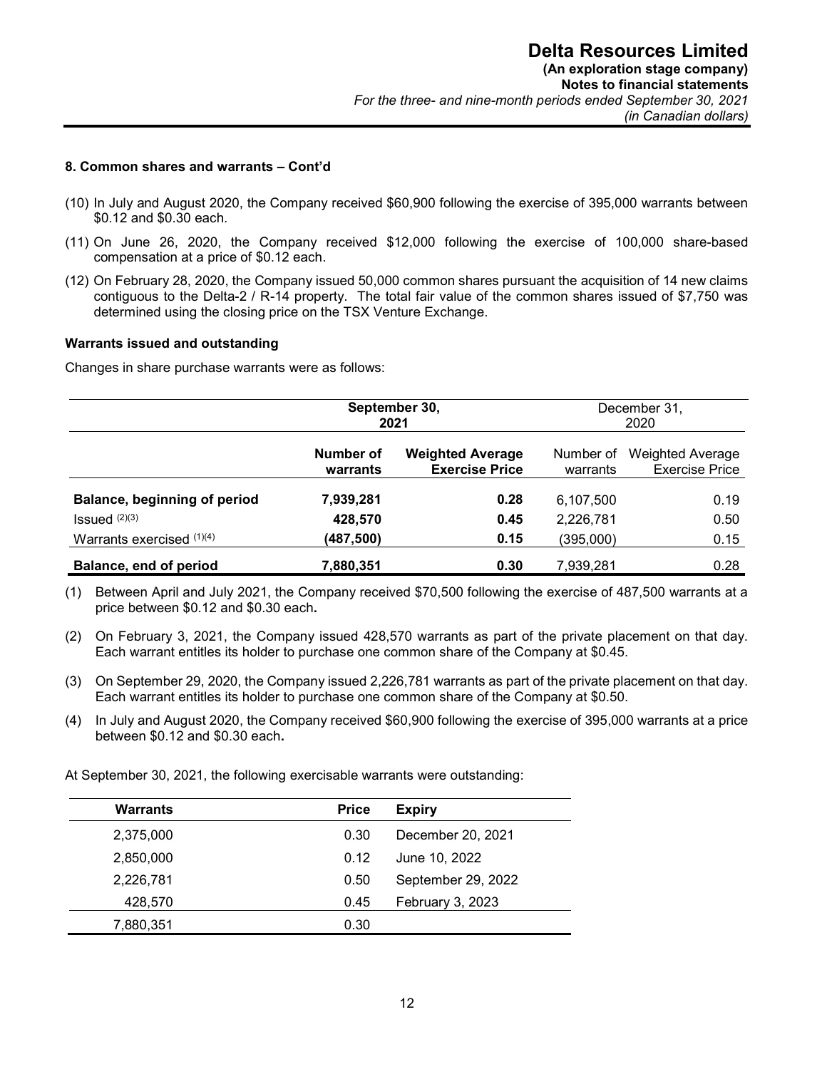### 8. Common shares and warrants – Cont'd

(10) In July and August 2020, the Company received $60,900 following the exercise of 395,000 warrants between $0.12 and $0.30 each.

(11) On June 26, 2020, the Company received $12,000 following the exercise of 100,000 share-based compensation at a price of $0.12 each.

(12) On February 28, 2020, the Company issued 50,000 common shares pursuant the acquisition of 14 new claims contiguous to the Delta-2 / R-14 property. The total fair value of the common shares issued of $7,750 was determined using the closing price on the TSX Venture Exchange.

**Warrants issued and outstanding**

Changes in share purchase warrants were as follows:

| | **September 30, 2021** | | December 31, 2020 | |
|---|---|---|---|---|
| | **Number of warrants** | **Weighted Average Exercise Price** | Number of warrants | Weighted Average Exercise Price |
| **Balance, beginning of period** | **7,939,281** | **0.28** | 6,107,500 | 0.19 |
| Issued [(2)(3)] | **428,570** | **0.45** | 2,226,781 | 0.50 |
| Warrants exercised [(1)(4)] | **(487,500)** | **0.15** | (395,000) | 0.15 |
| **Balance, end of period** | **7,880,351** | **0.30** | 7,939,281 | 0.28 |

(1) Between April and July 2021, the Company received $70,500 following the exercise of 487,500 warrants at a price between $0.12 and $0.30 each.

(2) On February 3, 2021, the Company issued 428,570 warrants as part of the private placement on that day. Each warrant entitles its holder to purchase one common share of the Company at $0.45.

(3) On September 29, 2020, the Company issued 2,226,781 warrants as part of the private placement on that day. Each warrant entitles its holder to purchase one common share of the Company at $0.50.

(4) In July and August 2020, the Company received $60,900 following the exercise of 395,000 warrants at a price between $0.12 and $0.30 each.

At September 30, 2021, the following exercisable warrants were outstanding:

| Warrants | Price | Expiry |
|---|---|---|
| 2,375,000 | 0.30 | December 20, 2021 |
| 2,850,000 | 0.12 | June 10, 2022 |
| 2,226,781 | 0.50 | September 29, 2022 |
| 428,570 | 0.45 | February 3, 2023 |
| 7,880,351 | 0.30 | |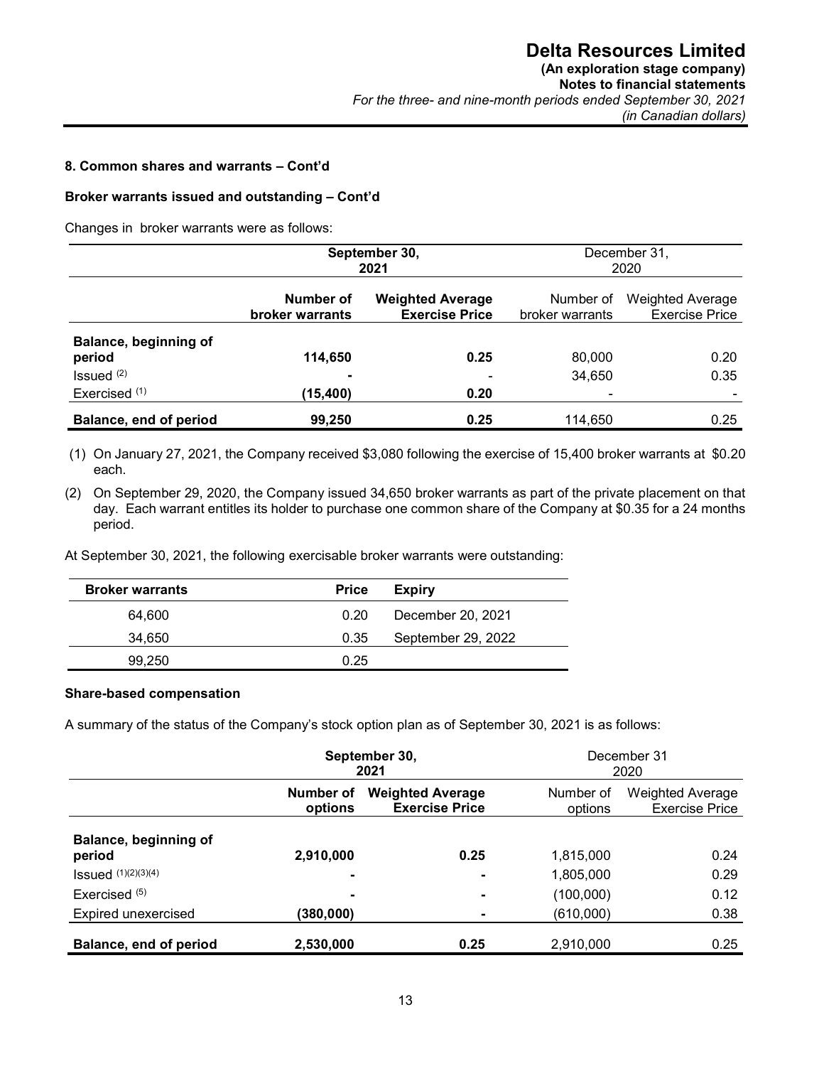**8. Common shares and warrants – Cont'd**

**Broker warrants issued and outstanding – Cont'd**

Changes in broker warrants were as follows:

| | **September 30, 2021** | | December 31, 2020 | |
|---|---|---|---|---|
| | **Number of broker warrants** | **Weighted Average Exercise Price** | Number of broker warrants | Weighted Average Exercise Price |
| **Balance, beginning of period** | **114,650** | **0.25** | 80,000 | 0.20 |
| Issued [(2)] | **-** | - | 34,650 | 0.35 |
| Exercised [(1)] | **(15,400)** | **0.20** | - | - |
| **Balance, end of period** | **99,250** | **0.25** | 114,650 | 0.25 |

(1) On January 27, 2021, the Company received $3,080 following the exercise of 15,400 broker warrants at $0.20 each.

(2) On September 29, 2020, the Company issued 34,650 broker warrants as part of the private placement on that day. Each warrant entitles its holder to purchase one common share of the Company at $0.35 for a 24 months period.

At September 30, 2021, the following exercisable broker warrants were outstanding:

| **Broker warrants** | **Price** | **Expiry** |
|---|---|---|
| 64,600 | 0.20 | December 20, 2021 |
| 34,650 | 0.35 | September 29, 2022 |
| 99,250 | 0.25 | |

**Share-based compensation**

A summary of the status of the Company's stock option plan as of September 30, 2021 is as follows:

| | **September 30, 2021** | | December 31 2020 | |
|---|---|---|---|---|
| | **Number of options** | **Weighted Average Exercise Price** | Number of options | Weighted Average Exercise Price |
| **Balance, beginning of period** | **2,910,000** | **0.25** | 1,815,000 | 0.24 |
| Issued [(1)(2)(3)(4)] | **-** | **-** | 1,805,000 | 0.29 |
| Exercised [(5)] | **-** | **-** | (100,000) | 0.12 |
| Expired unexercised | **(380,000)** | **-** | (610,000) | 0.38 |
| **Balance, end of period** | **2,530,000** | **0.25** | 2,910,000 | 0.25 |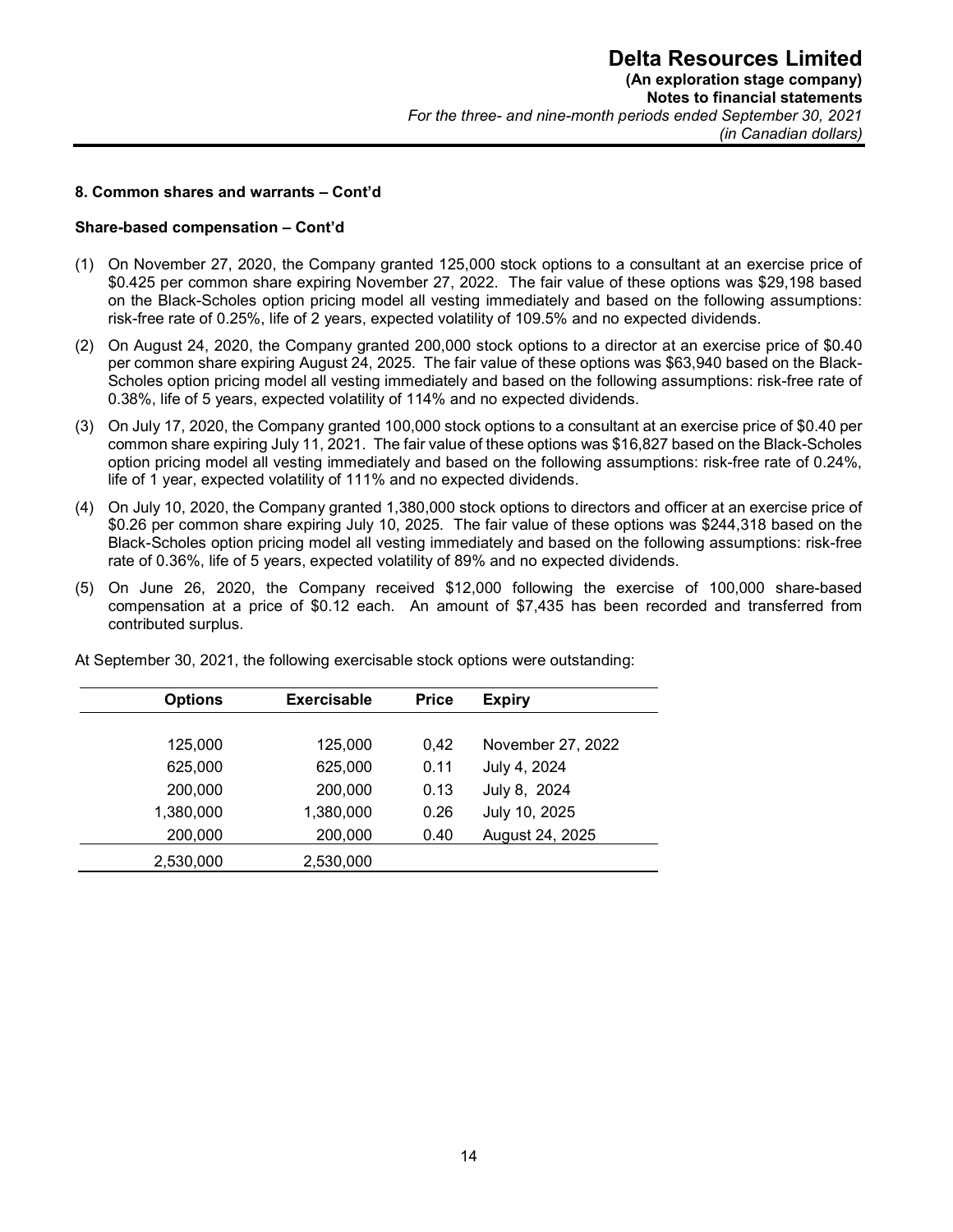#### 8. Common shares and warrants – Cont'd

**Share-based compensation – Cont'd**

(1) On November 27, 2020, the Company granted 125,000 stock options to a consultant at an exercise price of $0.425 per common share expiring November 27, 2022. The fair value of these options was $29,198 based on the Black-Scholes option pricing model all vesting immediately and based on the following assumptions: risk-free rate of 0.25%, life of 2 years, expected volatility of 109.5% and no expected dividends.

(2) On August 24, 2020, the Company granted 200,000 stock options to a director at an exercise price of $0.40 per common share expiring August 24, 2025. The fair value of these options was $63,940 based on the Black-Scholes option pricing model all vesting immediately and based on the following assumptions: risk-free rate of 0.38%, life of 5 years, expected volatility of 114% and no expected dividends.

(3) On July 17, 2020, the Company granted 100,000 stock options to a consultant at an exercise price of $0.40 per common share expiring July 11, 2021. The fair value of these options was $16,827 based on the Black-Scholes option pricing model all vesting immediately and based on the following assumptions: risk-free rate of 0.24%, life of 1 year, expected volatility of 111% and no expected dividends.

(4) On July 10, 2020, the Company granted 1,380,000 stock options to directors and officer at an exercise price of $0.26 per common share expiring July 10, 2025. The fair value of these options was $244,318 based on the Black-Scholes option pricing model all vesting immediately and based on the following assumptions: risk-free rate of 0.36%, life of 5 years, expected volatility of 89% and no expected dividends.

(5) On June 26, 2020, the Company received $12,000 following the exercise of 100,000 share-based compensation at a price of $0.12 each. An amount of $7,435 has been recorded and transferred from contributed surplus.

At September 30, 2021, the following exercisable stock options were outstanding:

| Options | Exercisable | Price | Expiry |
|---|---|---|---|
| 125,000 | 125,000 | 0,42 | November 27, 2022 |
| 625,000 | 625,000 | 0.11 | July 4, 2024 |
| 200,000 | 200,000 | 0.13 | July 8, 2024 |
| 1,380,000 | 1,380,000 | 0.26 | July 10, 2025 |
| 200,000 | 200,000 | 0.40 | August 24, 2025 |
| 2,530,000 | 2,530,000 | | |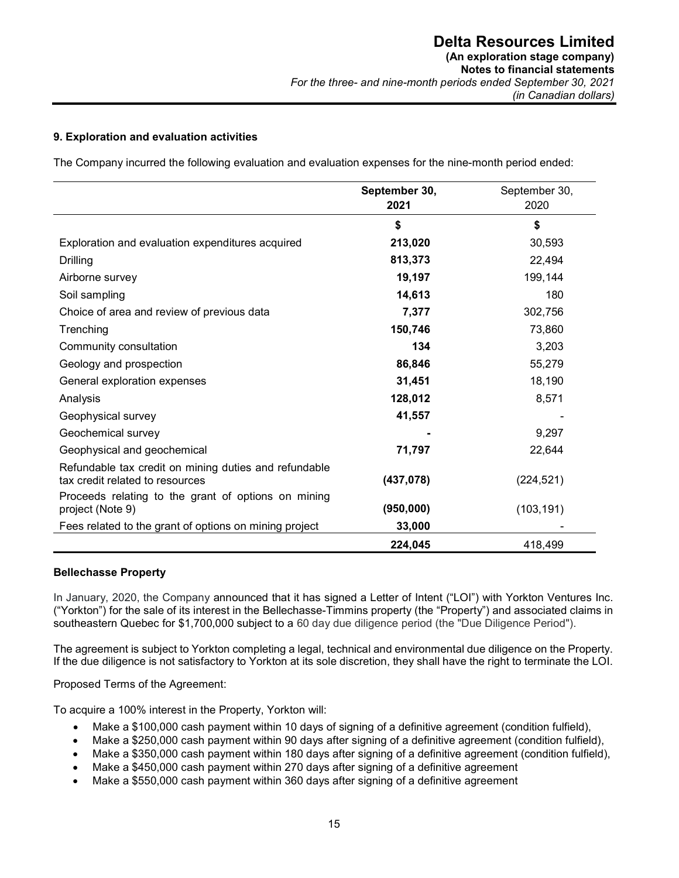### 9. Exploration and evaluation activities

The Company incurred the following evaluation and evaluation expenses for the nine-month period ended:

| | **September 30, 2021** | September 30, 2020 |
|---|---|---|
| | **\$** | \$ |
| Exploration and evaluation expenditures acquired | **213,020** | 30,593 |
| Drilling | **813,373** | 22,494 |
| Airborne survey | **19,197** | 199,144 |
| Soil sampling | **14,613** | 180 |
| Choice of area and review of previous data | **7,377** | 302,756 |
| Trenching | **150,746** | 73,860 |
| Community consultation | **134** | 3,203 |
| Geology and prospection | **86,846** | 55,279 |
| General exploration expenses | **31,451** | 18,190 |
| Analysis | **128,012** | 8,571 |
| Geophysical survey | **41,557** | - |
| Geochemical survey | **-** | 9,297 |
| Geophysical and geochemical | **71,797** | 22,644 |
| Refundable tax credit on mining duties and refundable tax credit related to resources | **(437,078)** | (224,521) |
| Proceeds relating to the grant of options on mining project (Note 9) | **(950,000)** | (103,191) |
| Fees related to the grant of options on mining project | **33,000** | - |
| | **224,045** | 418,499 |

**Bellechasse Property**

In January, 2020, the Company announced that it has signed a Letter of Intent ("LOI") with Yorkton Ventures Inc. ("Yorkton") for the sale of its interest in the Bellechasse-Timmins property (the "Property") and associated claims in southeastern Quebec for \$1,700,000 subject to a 60 day due diligence period (the "Due Diligence Period").

The agreement is subject to Yorkton completing a legal, technical and environmental due diligence on the Property. If the due diligence is not satisfactory to Yorkton at its sole discretion, they shall have the right to terminate the LOI.

Proposed Terms of the Agreement:

To acquire a 100% interest in the Property, Yorkton will:

- Make a \$100,000 cash payment within 10 days of signing of a definitive agreement (condition fulfield),
- Make a \$250,000 cash payment within 90 days after signing of a definitive agreement (condition fulfield),
- Make a \$350,000 cash payment within 180 days after signing of a definitive agreement (condition fulfield),
- Make a \$450,000 cash payment within 270 days after signing of a definitive agreement
- Make a \$550,000 cash payment within 360 days after signing of a definitive agreement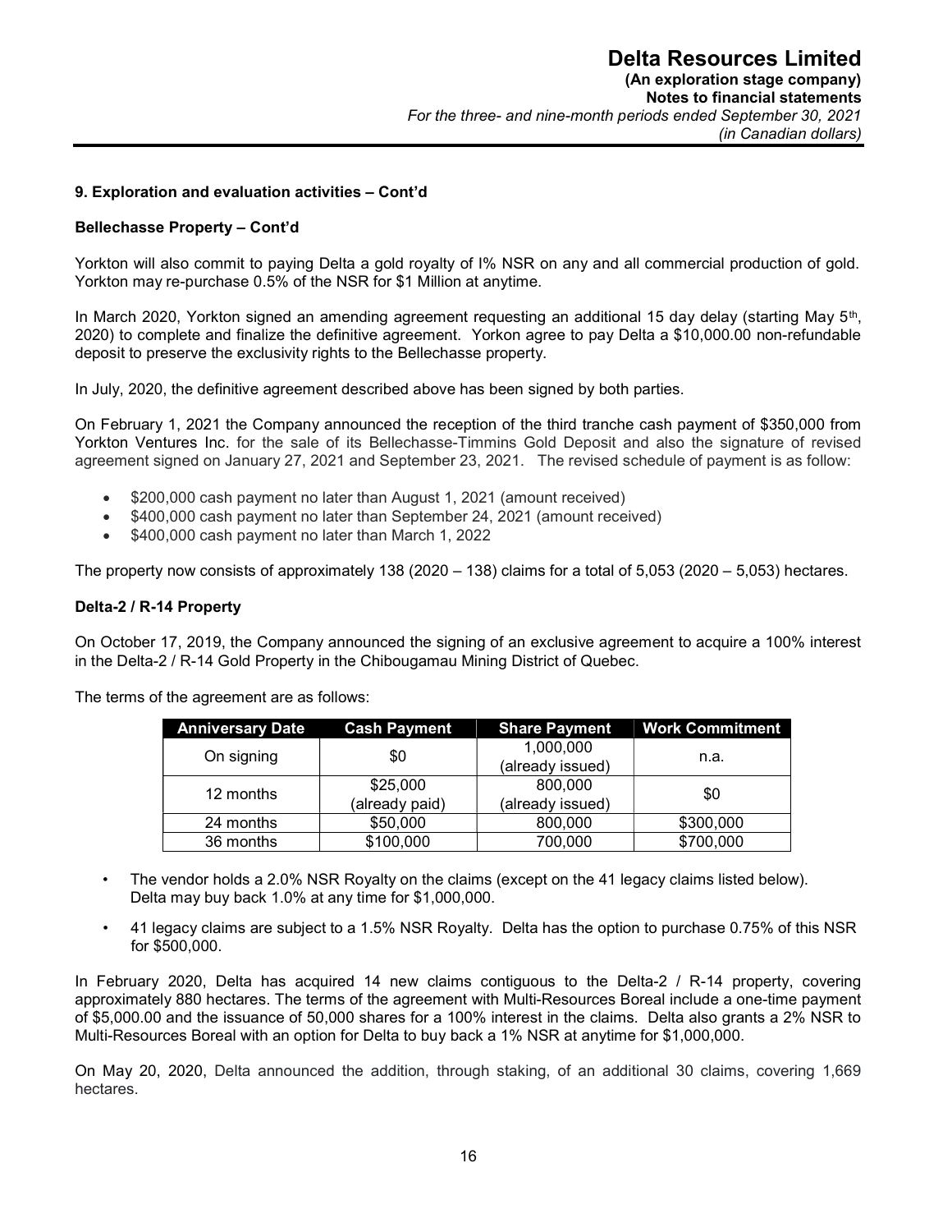**9. Exploration and evaluation activities – Cont'd**

**Bellechasse Property – Cont'd**

Yorkton will also commit to paying Delta a gold royalty of I% NSR on any and all commercial production of gold. Yorkton may re-purchase 0.5% of the NSR for $1 Million at anytime.

In March 2020, Yorkton signed an amending agreement requesting an additional 15 day delay (starting May 5th, 2020) to complete and finalize the definitive agreement. Yorkon agree to pay Delta a $10,000.00 non-refundable deposit to preserve the exclusivity rights to the Bellechasse property.

In July, 2020, the definitive agreement described above has been signed by both parties.

On February 1, 2021 the Company announced the reception of the third tranche cash payment of $350,000 from Yorkton Ventures Inc. for the sale of its Bellechasse-Timmins Gold Deposit and also the signature of revised agreement signed on January 27, 2021 and September 23, 2021. The revised schedule of payment is as follow:

- $200,000 cash payment no later than August 1, 2021 (amount received)
- $400,000 cash payment no later than September 24, 2021 (amount received)
- $400,000 cash payment no later than March 1, 2022

The property now consists of approximately 138 (2020 – 138) claims for a total of 5,053 (2020 – 5,053) hectares.

**Delta-2 / R-14 Property**

On October 17, 2019, the Company announced the signing of an exclusive agreement to acquire a 100% interest in the Delta-2 / R-14 Gold Property in the Chibougamau Mining District of Quebec.

The terms of the agreement are as follows:

| Anniversary Date | Cash Payment | Share Payment | Work Commitment |
|---|---|---|---|
| On signing | $0 | 1,000,000 (already issued) | n.a. |
| 12 months | $25,000 (already paid) | 800,000 (already issued) | $0 |
| 24 months | $50,000 | 800,000 | $300,000 |
| 36 months | $100,000 | 700,000 | $700,000 |

- The vendor holds a 2.0% NSR Royalty on the claims (except on the 41 legacy claims listed below). Delta may buy back 1.0% at any time for $1,000,000.
- 41 legacy claims are subject to a 1.5% NSR Royalty. Delta has the option to purchase 0.75% of this NSR for $500,000.

In February 2020, Delta has acquired 14 new claims contiguous to the Delta-2 / R-14 property, covering approximately 880 hectares. The terms of the agreement with Multi-Resources Boreal include a one-time payment of $5,000.00 and the issuance of 50,000 shares for a 100% interest in the claims. Delta also grants a 2% NSR to Multi-Resources Boreal with an option for Delta to buy back a 1% NSR at anytime for $1,000,000.

On May 20, 2020, Delta announced the addition, through staking, of an additional 30 claims, covering 1,669 hectares.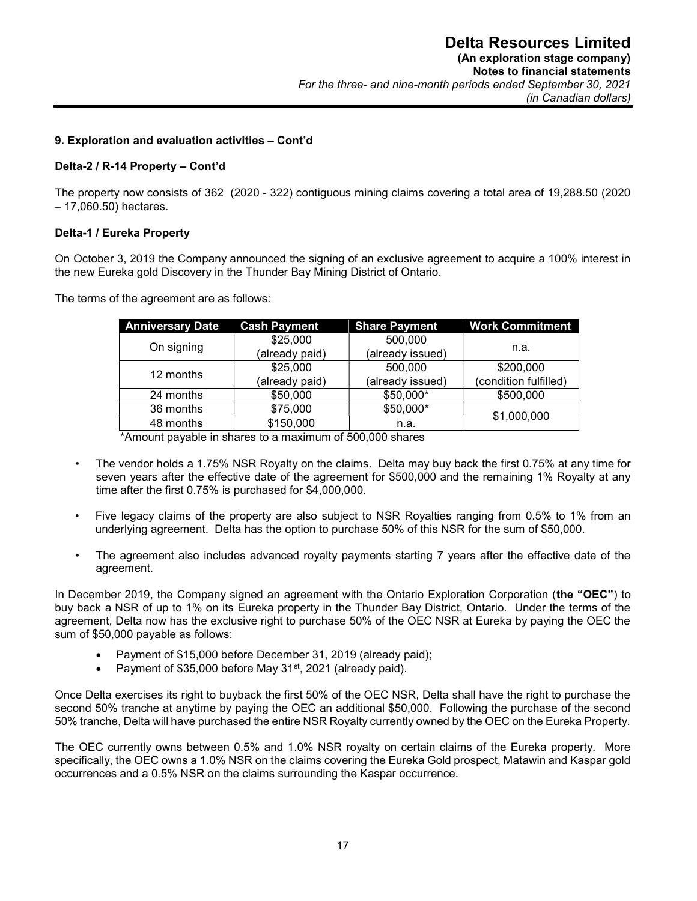### 9. Exploration and evaluation activities – Cont'd

#### Delta-2 / R-14 Property – Cont'd

The property now consists of 362 (2020 - 322) contiguous mining claims covering a total area of 19,288.50 (2020 – 17,060.50) hectares.

#### Delta-1 / Eureka Property

On October 3, 2019 the Company announced the signing of an exclusive agreement to acquire a 100% interest in the new Eureka gold Discovery in the Thunder Bay Mining District of Ontario.

The terms of the agreement are as follows:

| Anniversary Date | Cash Payment | Share Payment | Work Commitment |
|---|---|---|---|
| On signing | $25,000 (already paid) | 500,000 (already issued) | n.a. |
| 12 months | $25,000 (already paid) | 500,000 (already issued) | $200,000 (condition fulfilled) |
| 24 months | $50,000 | $50,000* | $500,000 |
| 36 months | $75,000 | $50,000* | $1,000,000 |
| 48 months | $150,000 | n.a. | |

*Amount payable in shares to a maximum of 500,000 shares

- The vendor holds a 1.75% NSR Royalty on the claims. Delta may buy back the first 0.75% at any time for seven years after the effective date of the agreement for $500,000 and the remaining 1% Royalty at any time after the first 0.75% is purchased for $4,000,000.
- Five legacy claims of the property are also subject to NSR Royalties ranging from 0.5% to 1% from an underlying agreement. Delta has the option to purchase 50% of this NSR for the sum of $50,000.
- The agreement also includes advanced royalty payments starting 7 years after the effective date of the agreement.

In December 2019, the Company signed an agreement with the Ontario Exploration Corporation (**the "OEC"**) to buy back a NSR of up to 1% on its Eureka property in the Thunder Bay District, Ontario. Under the terms of the agreement, Delta now has the exclusive right to purchase 50% of the OEC NSR at Eureka by paying the OEC the sum of $50,000 payable as follows:

- Payment of $15,000 before December 31, 2019 (already paid);
- Payment of $35,000 before May 31st, 2021 (already paid).

Once Delta exercises its right to buyback the first 50% of the OEC NSR, Delta shall have the right to purchase the second 50% tranche at anytime by paying the OEC an additional $50,000. Following the purchase of the second 50% tranche, Delta will have purchased the entire NSR Royalty currently owned by the OEC on the Eureka Property.

The OEC currently owns between 0.5% and 1.0% NSR royalty on certain claims of the Eureka property. More specifically, the OEC owns a 1.0% NSR on the claims covering the Eureka Gold prospect, Matawin and Kaspar gold occurrences and a 0.5% NSR on the claims surrounding the Kaspar occurrence.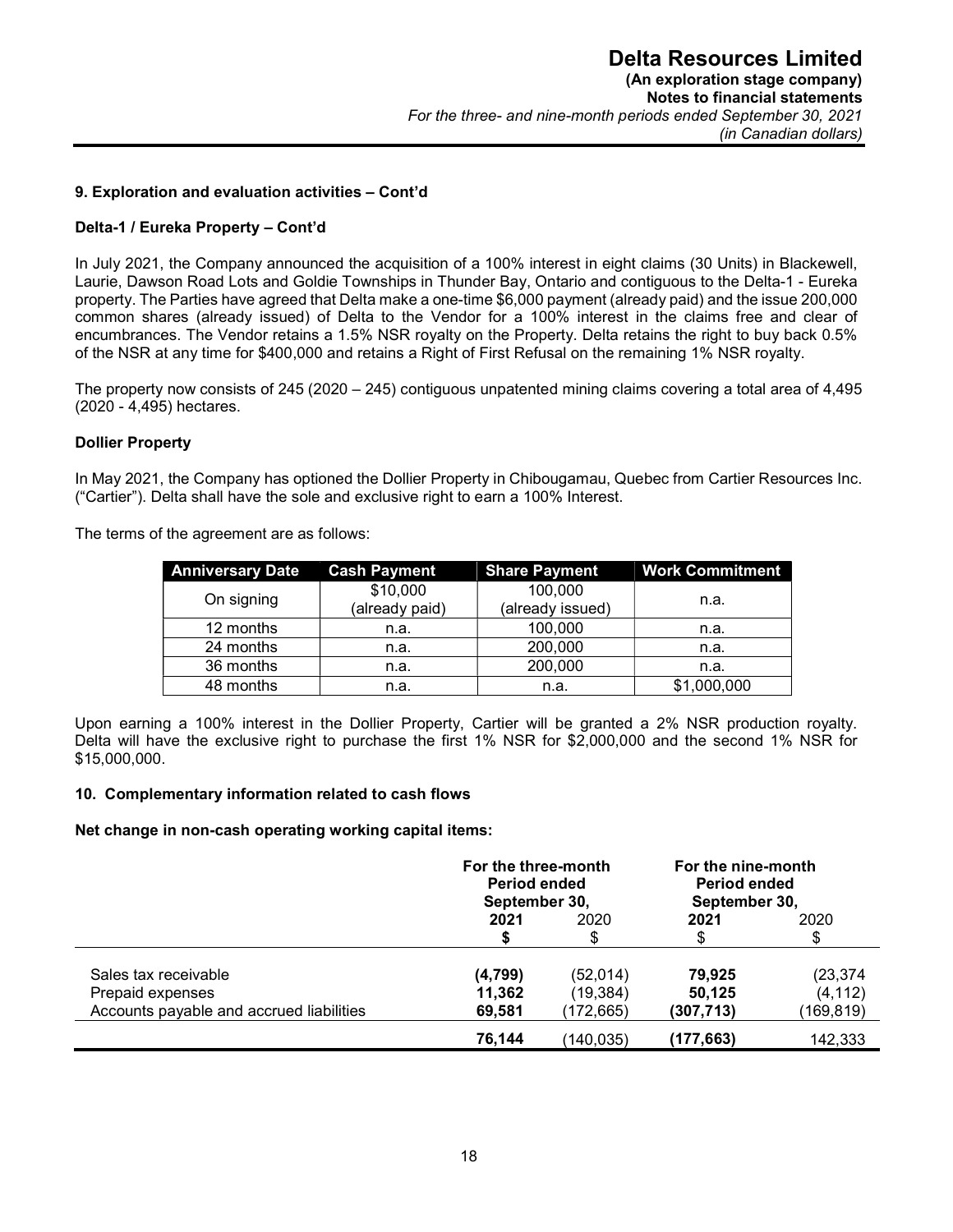### 9. Exploration and evaluation activities – Cont'd

#### Delta-1 / Eureka Property – Cont'd

In July 2021, the Company announced the acquisition of a 100% interest in eight claims (30 Units) in Blackewell, Laurie, Dawson Road Lots and Goldie Townships in Thunder Bay, Ontario and contiguous to the Delta-1 - Eureka property. The Parties have agreed that Delta make a one-time $6,000 payment (already paid) and the issue 200,000 common shares (already issued) of Delta to the Vendor for a 100% interest in the claims free and clear of encumbrances. The Vendor retains a 1.5% NSR royalty on the Property. Delta retains the right to buy back 0.5% of the NSR at any time for $400,000 and retains a Right of First Refusal on the remaining 1% NSR royalty.

The property now consists of 245 (2020 – 245) contiguous unpatented mining claims covering a total area of 4,495 (2020 - 4,495) hectares.

#### Dollier Property

In May 2021, the Company has optioned the Dollier Property in Chibougamau, Quebec from Cartier Resources Inc. ("Cartier"). Delta shall have the sole and exclusive right to earn a 100% Interest.

The terms of the agreement are as follows:

| Anniversary Date | Cash Payment | Share Payment | Work Commitment |
|---|---|---|---|
| On signing | $10,000 (already paid) | 100,000 (already issued) | n.a. |
| 12 months | n.a. | 100,000 | n.a. |
| 24 months | n.a. | 200,000 | n.a. |
| 36 months | n.a. | 200,000 | n.a. |
| 48 months | n.a. | n.a. | $1,000,000 |

Upon earning a 100% interest in the Dollier Property, Cartier will be granted a 2% NSR production royalty. Delta will have the exclusive right to purchase the first 1% NSR for $2,000,000 and the second 1% NSR for $15,000,000.

### 10. Complementary information related to cash flows

**Net change in non-cash operating working capital items:**

| | For the three-month Period ended September 30, | | For the nine-month Period ended September 30, | |
|---|---|---|---|---|
| | **2021** | 2020 | **2021** | 2020 |
| | **$** | $ | $ | $ |
| Sales tax receivable | **(4,799)** | (52,014) | **79,925** | (23,374 |
| Prepaid expenses | **11,362** | (19,384) | **50,125** | (4,112) |
| Accounts payable and accrued liabilities | **69,581** | (172,665) | **(307,713)** | (169,819) |
| | **76,144** | (140,035) | **(177,663)** | 142,333 |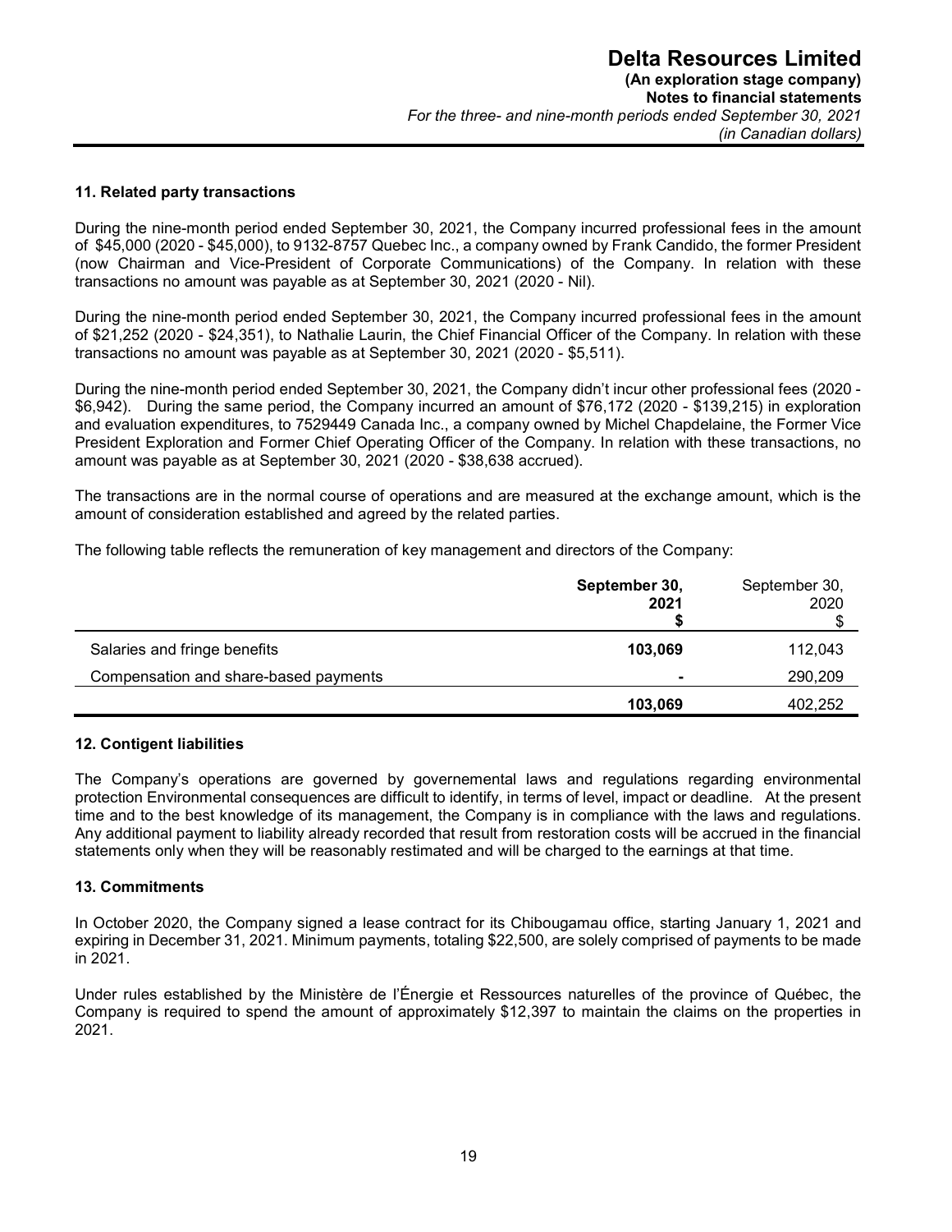## 11. Related party transactions

During the nine-month period ended September 30, 2021, the Company incurred professional fees in the amount of $45,000 (2020 - $45,000), to 9132-8757 Quebec Inc., a company owned by Frank Candido, the former President (now Chairman and Vice-President of Corporate Communications) of the Company. In relation with these transactions no amount was payable as at September 30, 2021 (2020 - Nil).

During the nine-month period ended September 30, 2021, the Company incurred professional fees in the amount of $21,252 (2020 - $24,351), to Nathalie Laurin, the Chief Financial Officer of the Company. In relation with these transactions no amount was payable as at September 30, 2021 (2020 - $5,511).

During the nine-month period ended September 30, 2021, the Company didn't incur other professional fees (2020 - $6,942). During the same period, the Company incurred an amount of $76,172 (2020 - $139,215) in exploration and evaluation expenditures, to 7529449 Canada Inc., a company owned by Michel Chapdelaine, the Former Vice President Exploration and Former Chief Operating Officer of the Company. In relation with these transactions, no amount was payable as at September 30, 2021 (2020 - $38,638 accrued).

The transactions are in the normal course of operations and are measured at the exchange amount, which is the amount of consideration established and agreed by the related parties.

The following table reflects the remuneration of key management and directors of the Company:

| | **September 30, 2021 $** | September 30, 2020 $ |
|---|---|---|
| Salaries and fringe benefits | **103,069** | 112,043 |
| Compensation and share-based payments | **-** | 290,209 |
| | **103,069** | 402,252 |

## 12. Contigent liabilities

The Company's operations are governed by governemental laws and regulations regarding environmental protection Environmental consequences are difficult to identify, in terms of level, impact or deadline. At the present time and to the best knowledge of its management, the Company is in compliance with the laws and regulations. Any additional payment to liability already recorded that result from restoration costs will be accrued in the financial statements only when they will be reasonably restimated and will be charged to the earnings at that time.

## 13. Commitments

In October 2020, the Company signed a lease contract for its Chibougamau office, starting January 1, 2021 and expiring in December 31, 2021. Minimum payments, totaling $22,500, are solely comprised of payments to be made in 2021.

Under rules established by the Ministère de l'Énergie et Ressources naturelles of the province of Québec, the Company is required to spend the amount of approximately $12,397 to maintain the claims on the properties in 2021.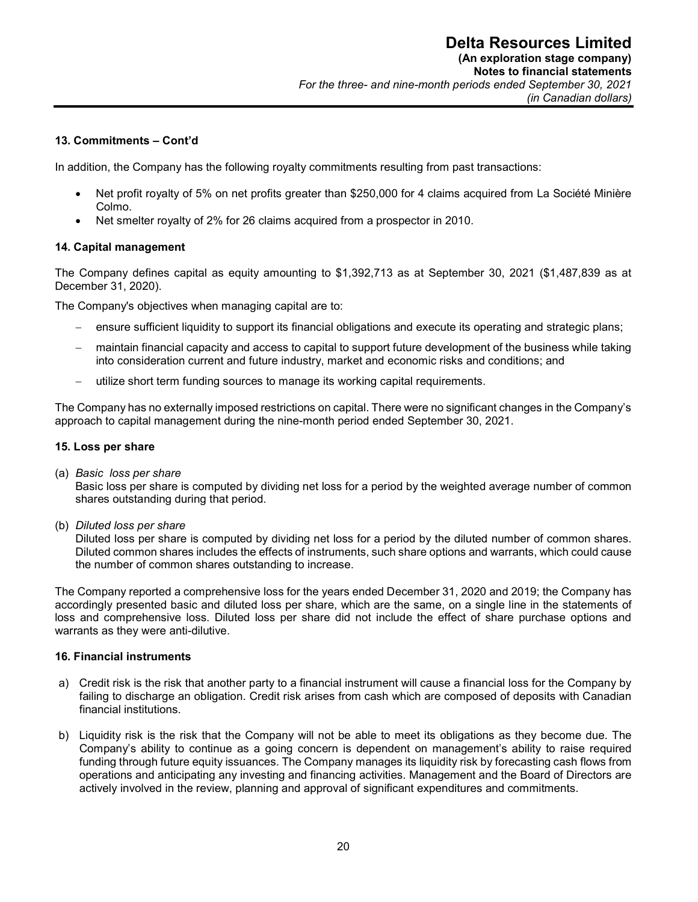### 13. Commitments – Cont'd

In addition, the Company has the following royalty commitments resulting from past transactions:

- Net profit royalty of 5% on net profits greater than $250,000 for 4 claims acquired from La Société Minière Colmo.
- Net smelter royalty of 2% for 26 claims acquired from a prospector in 2010.

### 14. Capital management

The Company defines capital as equity amounting to $1,392,713 as at September 30, 2021 ($1,487,839 as at December 31, 2020).

The Company's objectives when managing capital are to:

- ensure sufficient liquidity to support its financial obligations and execute its operating and strategic plans;
- maintain financial capacity and access to capital to support future development of the business while taking into consideration current and future industry, market and economic risks and conditions; and
- utilize short term funding sources to manage its working capital requirements.

The Company has no externally imposed restrictions on capital. There were no significant changes in the Company's approach to capital management during the nine-month period ended September 30, 2021.

### 15. Loss per share

(a) *Basic loss per share*
Basic loss per share is computed by dividing net loss for a period by the weighted average number of common shares outstanding during that period.

(b) *Diluted loss per share*
Diluted loss per share is computed by dividing net loss for a period by the diluted number of common shares. Diluted common shares includes the effects of instruments, such share options and warrants, which could cause the number of common shares outstanding to increase.

The Company reported a comprehensive loss for the years ended December 31, 2020 and 2019; the Company has accordingly presented basic and diluted loss per share, which are the same, on a single line in the statements of loss and comprehensive loss. Diluted loss per share did not include the effect of share purchase options and warrants as they were anti-dilutive.

### 16. Financial instruments

a) Credit risk is the risk that another party to a financial instrument will cause a financial loss for the Company by failing to discharge an obligation. Credit risk arises from cash which are composed of deposits with Canadian financial institutions.

b) Liquidity risk is the risk that the Company will not be able to meet its obligations as they become due. The Company's ability to continue as a going concern is dependent on management's ability to raise required funding through future equity issuances. The Company manages its liquidity risk by forecasting cash flows from operations and anticipating any investing and financing activities. Management and the Board of Directors are actively involved in the review, planning and approval of significant expenditures and commitments.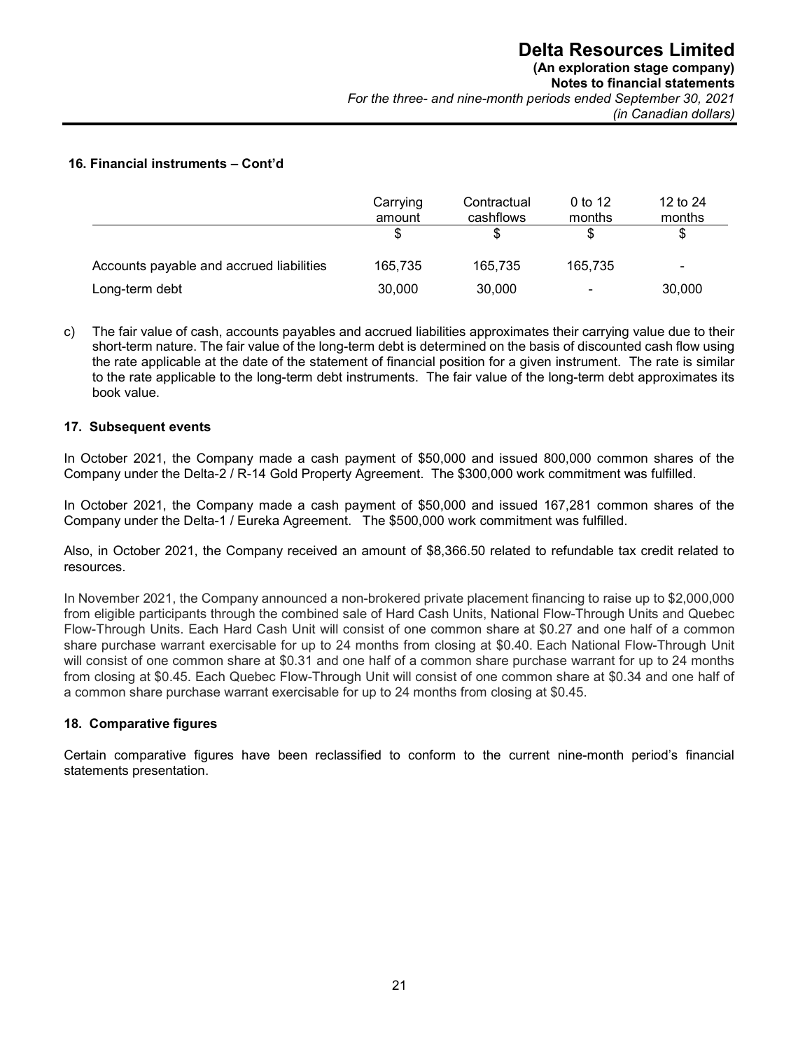### 16. Financial instruments – Cont'd

| | Carrying amount | Contractual cashflows | 0 to 12 months | 12 to 24 months |
|---|---|---|---|---|
| | $ | $ | $ | $ |
| Accounts payable and accrued liabilities | 165,735 | 165,735 | 165,735 | - |
| Long-term debt | 30,000 | 30,000 | - | 30,000 |

c) The fair value of cash, accounts payables and accrued liabilities approximates their carrying value due to their short-term nature. The fair value of the long-term debt is determined on the basis of discounted cash flow using the rate applicable at the date of the statement of financial position for a given instrument. The rate is similar to the rate applicable to the long-term debt instruments. The fair value of the long-term debt approximates its book value.

### 17. Subsequent events

In October 2021, the Company made a cash payment of $50,000 and issued 800,000 common shares of the Company under the Delta-2 / R-14 Gold Property Agreement. The $300,000 work commitment was fulfilled.

In October 2021, the Company made a cash payment of $50,000 and issued 167,281 common shares of the Company under the Delta-1 / Eureka Agreement. The $500,000 work commitment was fulfilled.

Also, in October 2021, the Company received an amount of $8,366.50 related to refundable tax credit related to resources.

In November 2021, the Company announced a non-brokered private placement financing to raise up to $2,000,000 from eligible participants through the combined sale of Hard Cash Units, National Flow-Through Units and Quebec Flow-Through Units. Each Hard Cash Unit will consist of one common share at $0.27 and one half of a common share purchase warrant exercisable for up to 24 months from closing at $0.40. Each National Flow-Through Unit will consist of one common share at $0.31 and one half of a common share purchase warrant for up to 24 months from closing at $0.45. Each Quebec Flow-Through Unit will consist of one common share at $0.34 and one half of a common share purchase warrant exercisable for up to 24 months from closing at $0.45.

### 18. Comparative figures

Certain comparative figures have been reclassified to conform to the current nine-month period's financial statements presentation.